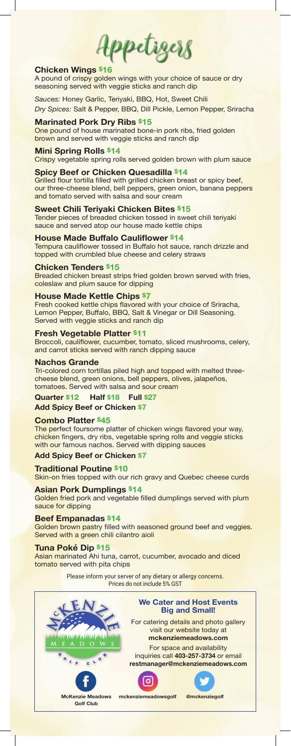# Appetizers

### Chicken Wings $16

A pound of crispy golden wings with your choice of sauce or dry seasoning served with veggie sticks and ranch dip

*Sauces:* Honey Garlic, Teriyaki, BBQ, Hot, Sweet Chili

*Dry Spices:* Salt & Pepper, BBQ, Dill Pickle, Lemon Pepper, Sriracha

### Marinated Pork Dry Ribs $15

One pound of house marinated bone-in pork ribs, fried golden brown and served with veggie sticks and ranch dip

### Mini Spring Rolls $14

Crispy vegetable spring rolls served golden brown with plum sauce

### Spicy Beef or Chicken Quesadilla $14

Grilled flour tortilla filled with grilled chicken breast or spicy beef, our three-cheese blend, bell peppers, green onion, banana peppers and tomato served with salsa and sour cream

### Sweet Chili Teriyaki Chicken Bites $15

Tender pieces of breaded chicken tossed in sweet chili teriyaki sauce and served atop our house made kettle chips

### House Made Buffalo Cauliflower $14

Tempura cauliflower tossed in Buffalo hot sauce, ranch drizzle and topped with crumbled blue cheese and celery straws

### Chicken Tenders $15

Breaded chicken breast strips fried golden brown served with fries, coleslaw and plum sauce for dipping

### House Made Kettle Chips $7

Fresh cooked kettle chips flavored with your choice of Sriracha, Lemon Pepper, Buffalo, BBQ, Salt & Vinegar or Dill Seasoning. Served with veggie sticks and ranch dip

### Fresh Vegetable Platter $11

Broccoli, cauliflower, cucumber, tomato, sliced mushrooms, celery, and carrot sticks served with ranch dipping sauce

### Nachos Grande

Tri-colored corn tortillas piled high and topped with melted three-cheese blend, green onions, bell peppers, olives, jalapeños, tomatoes. Served with salsa and sour cream

**Quarter $12 Half $18 Full $27**

**Add Spicy Beef or Chicken $7**

### Combo Platter $45

The perfect foursome platter of chicken wings flavored your way, chicken fingers, dry ribs, vegetable spring rolls and veggie sticks with our famous nachos. Served with dipping sauces

**Add Spicy Beef or Chicken $7**

### Traditional Poutine $10

Skin-on fries topped with our rich gravy and Quebec cheese curds

### Asian Pork Dumplings $14

Golden fried pork and vegetable filled dumplings served with plum sauce for dipping

### Beef Empanadas $14

Golden brown pastry filled with seasoned ground beef and veggies. Served with a green chili cilantro aioli

### Tuna Poké Dip $15

Asian marinated Ahi tuna, carrot, cucumber, avocado and diced tomato served with pita chips

Please inform your server of any dietary or allergy concerns.
Prices do not include 5% GST

McKenzie Meadows Golf Club

**We Cater and Host Events Big and Small!**

For catering details and photo gallery visit our website today at **mckenziemeadows.com**

For space and availability inquiries call **403-257-3734** or email **restmanager@mckenziemeadows.com**

McKenzie Meadows Golf Club | mckenziemeadowsgolf | @mckenziegolf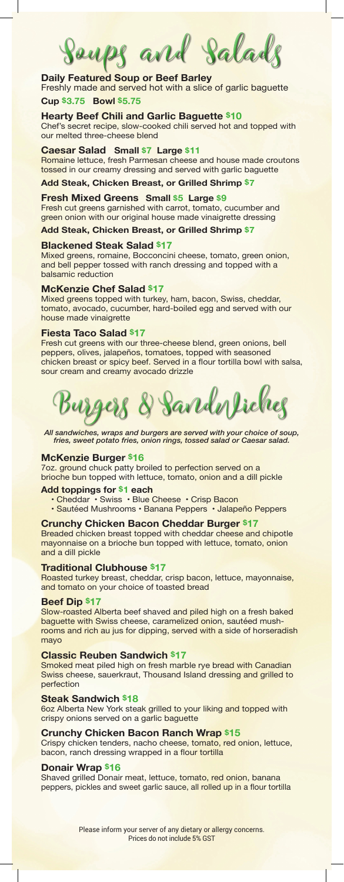# Soups and Salads

### Daily Featured Soup or Beef Barley

Freshly made and served hot with a slice of garlic baguette

**Cup $3.75  Bowl $5.75**

### Hearty Beef Chili and Garlic Baguette $10

Chef's secret recipe, slow-cooked chili served hot and topped with our melted three-cheese blend

### Caesar Salad  Small $7  Large $11

Romaine lettuce, fresh Parmesan cheese and house made croutons tossed in our creamy dressing and served with garlic baguette

**Add Steak, Chicken Breast, or Grilled Shrimp $7**

### Fresh Mixed Greens  Small $5  Large $9

Fresh cut greens garnished with carrot, tomato, cucumber and green onion with our original house made vinaigrette dressing

**Add Steak, Chicken Breast, or Grilled Shrimp $7**

### Blackened Steak Salad $17

Mixed greens, romaine, Bocconcini cheese, tomato, green onion, and bell pepper tossed with ranch dressing and topped with a balsamic reduction

### McKenzie Chef Salad $17

Mixed greens topped with turkey, ham, bacon, Swiss, cheddar, tomato, avocado, cucumber, hard-boiled egg and served with our house made vinaigrette

### Fiesta Taco Salad $17

Fresh cut greens with our three-cheese blend, green onions, bell peppers, olives, jalapeños, tomatoes, topped with seasoned chicken breast or spicy beef. Served in a flour tortilla bowl with salsa, sour cream and creamy avocado drizzle

# Burgers & Sandwiches

*All sandwiches, wraps and burgers are served with your choice of soup, fries, sweet potato fries, onion rings, tossed salad or Caesar salad.*

### McKenzie Burger $16

7oz. ground chuck patty broiled to perfection served on a brioche bun topped with lettuce, tomato, onion and a dill pickle

**Add toppings for $1 each**

- Cheddar
- Swiss
- Blue Cheese
- Crisp Bacon
- Sautéed Mushrooms
- Banana Peppers
- Jalapeño Peppers

### Crunchy Chicken Bacon Cheddar Burger $17

Breaded chicken breast topped with cheddar cheese and chipotle mayonnaise on a brioche bun topped with lettuce, tomato, onion and a dill pickle

### Traditional Clubhouse $17

Roasted turkey breast, cheddar, crisp bacon, lettuce, mayonnaise, and tomato on your choice of toasted bread

### Beef Dip $17

Slow-roasted Alberta beef shaved and piled high on a fresh baked baguette with Swiss cheese, caramelized onion, sautéed mushrooms and rich au jus for dipping, served with a side of horseradish mayo

### Classic Reuben Sandwich $17

Smoked meat piled high on fresh marble rye bread with Canadian Swiss cheese, sauerkraut, Thousand Island dressing and grilled to perfection

### Steak Sandwich $18

6oz Alberta New York steak grilled to your liking and topped with crispy onions served on a garlic baguette

### Crunchy Chicken Bacon Ranch Wrap $15

Crispy chicken tenders, nacho cheese, tomato, red onion, lettuce, bacon, ranch dressing wrapped in a flour tortilla

### Donair Wrap $16

Shaved grilled Donair meat, lettuce, tomato, red onion, banana peppers, pickles and sweet garlic sauce, all rolled up in a flour tortilla

Please inform your server of any dietary or allergy concerns.
Prices do not include 5% GST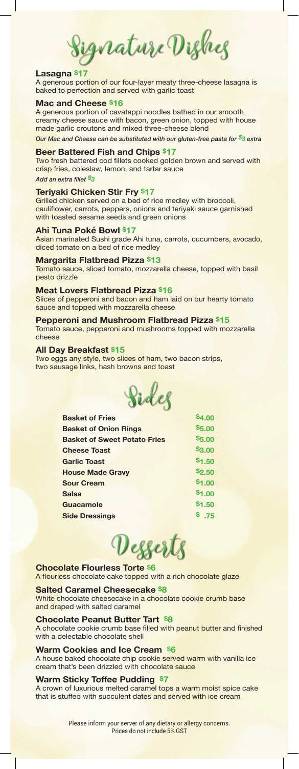# Signature Dishes

### Lasagna $17

A generous portion of our four-layer meaty three-cheese lasagna is baked to perfection and served with garlic toast

### Mac and Cheese $16

A generous portion of cavatappi noodles bathed in our smooth creamy cheese sauce with bacon, green onion, topped with house made garlic croutons and mixed three-cheese blend

*Our Mac and Cheese can be substituted with our gluten-free pasta for $3 extra*

### Beer Battered Fish and Chips $17

Two fresh battered cod fillets cooked golden brown and served with crisp fries, coleslaw, lemon, and tartar sauce

*Add an extra fillet $3*

### Teriyaki Chicken Stir Fry $17

Grilled chicken served on a bed of rice medley with broccoli, cauliflower, carrots, peppers, onions and teriyaki sauce garnished with toasted sesame seeds and green onions

### Ahi Tuna Poké Bowl $17

Asian marinated Sushi grade Ahi tuna, carrots, cucumbers, avocado, diced tomato on a bed of rice medley

### Margarita Flatbread Pizza $13

Tomato sauce, sliced tomato, mozzarella cheese, topped with basil pesto drizzle

### Meat Lovers Flatbread Pizza $16

Slices of pepperoni and bacon and ham laid on our hearty tomato sauce and topped with mozzarella cheese

### Pepperoni and Mushroom Flatbread Pizza $15

Tomato sauce, pepperoni and mushrooms topped with mozzarella cheese

### All Day Breakfast $15

Two eggs any style, two slices of ham, two bacon strips, two sausage links, hash browns and toast

# Sides

| | |
|---|---|
| **Basket of Fries** | $4.00 |
| **Basket of Onion Rings** | $5.00 |
| **Basket of Sweet Potato Fries** | $5.00 |
| **Cheese Toast** | $3.00 |
| **Garlic Toast** | $1.50 |
| **House Made Gravy** | $2.50 |
| **Sour Cream** | $1.00 |
| **Salsa** | $1.00 |
| **Guacamole** | $1.50 |
| **Side Dressings** | $ .75 |

# Desserts

### Chocolate Flourless Torte $6

A flourless chocolate cake topped with a rich chocolate glaze

### Salted Caramel Cheesecake $8

White chocolate cheesecake in a chocolate cookie crumb base and draped with salted caramel

### Chocolate Peanut Butter Tart $8

A chocolate cookie crumb base filled with peanut butter and finished with a delectable chocolate shell

### Warm Cookies and Ice Cream $6

A house baked chocolate chip cookie served warm with vanilla ice cream that's been drizzled with chocolate sauce

### Warm Sticky Toffee Pudding $7

A crown of luxurious melted caramel tops a warm moist spice cake that is stuffed with succulent dates and served with ice cream

Please inform your server of any dietary or allergy concerns.
Prices do not include 5% GST